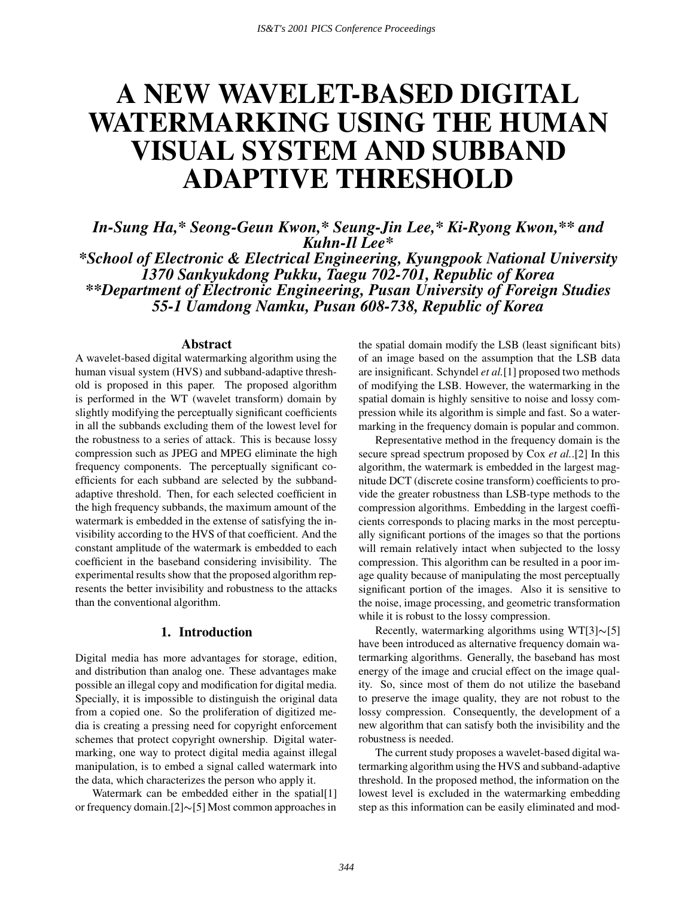# A NEW WAVELET-BASED DIGITAL WATERMARKING USING THE HUMAN VISUAL SYSTEM AND SUBBAND ADAPTIVE THRESHOLD

***In-Sung Ha,\* Seong-Geun Kwon,\* Seung-Jin Lee,\* Ki-Ryong Kwon,\*\* and Kuhn-Il Lee\****

***\*School of Electronic & Electrical Engineering, Kyungpook National University 1370 Sankyukdong Pukku, Taegu 702-701, Republic of Korea***

***\*\*Department of Electronic Engineering, Pusan University of Foreign Studies 55-1 Uamdong Namku, Pusan 608-738, Republic of Korea***

## Abstract

A wavelet-based digital watermarking algorithm using the human visual system (HVS) and subband-adaptive threshold is proposed in this paper. The proposed algorithm is performed in the WT (wavelet transform) domain by slightly modifying the perceptually significant coefficients in all the subbands excluding them of the lowest level for the robustness to a series of attack. This is because lossy compression such as JPEG and MPEG eliminate the high frequency components. The perceptually significant coefficients for each subband are selected by the subband-adaptive threshold. Then, for each selected coefficient in the high frequency subbands, the maximum amount of the watermark is embedded in the extense of satisfying the invisibility according to the HVS of that coefficient. And the constant amplitude of the watermark is embedded to each coefficient in the baseband considering invisibility. The experimental results show that the proposed algorithm represents the better invisibility and robustness to the attacks than the conventional algorithm.

## 1. Introduction

Digital media has more advantages for storage, edition, and distribution than analog one. These advantages make possible an illegal copy and modification for digital media. Specially, it is impossible to distinguish the original data from a copied one. So the proliferation of digitized media is creating a pressing need for copyright enforcement schemes that protect copyright ownership. Digital watermarking, one way to protect digital media against illegal manipulation, is to embed a signal called watermark into the data, which characterizes the person who apply it.

Watermark can be embedded either in the spatial[1] or frequency domain.[2]∼[5] Most common approaches in the spatial domain modify the LSB (least significant bits) of an image based on the assumption that the LSB data are insignificant. Schyndel *et al.*[1] proposed two methods of modifying the LSB. However, the watermarking in the spatial domain is highly sensitive to noise and lossy compression while its algorithm is simple and fast. So a watermarking in the frequency domain is popular and common.

Representative method in the frequency domain is the secure spread spectrum proposed by Cox *et al.*.[2] In this algorithm, the watermark is embedded in the largest magnitude DCT (discrete cosine transform) coefficients to provide the greater robustness than LSB-type methods to the compression algorithms. Embedding in the largest coefficients corresponds to placing marks in the most perceptually significant portions of the images so that the portions will remain relatively intact when subjected to the lossy compression. This algorithm can be resulted in a poor image quality because of manipulating the most perceptually significant portion of the images. Also it is sensitive to the noise, image processing, and geometric transformation while it is robust to the lossy compression.

Recently, watermarking algorithms using WT[3]∼[5] have been introduced as alternative frequency domain watermarking algorithms. Generally, the baseband has most energy of the image and crucial effect on the image quality. So, since most of them do not utilize the baseband to preserve the image quality, they are not robust to the lossy compression. Consequently, the development of a new algorithm that can satisfy both the invisibility and the robustness is needed.

The current study proposes a wavelet-based digital watermarking algorithm using the HVS and subband-adaptive threshold. In the proposed method, the information on the lowest level is excluded in the watermarking embedding step as this information can be easily eliminated and mod-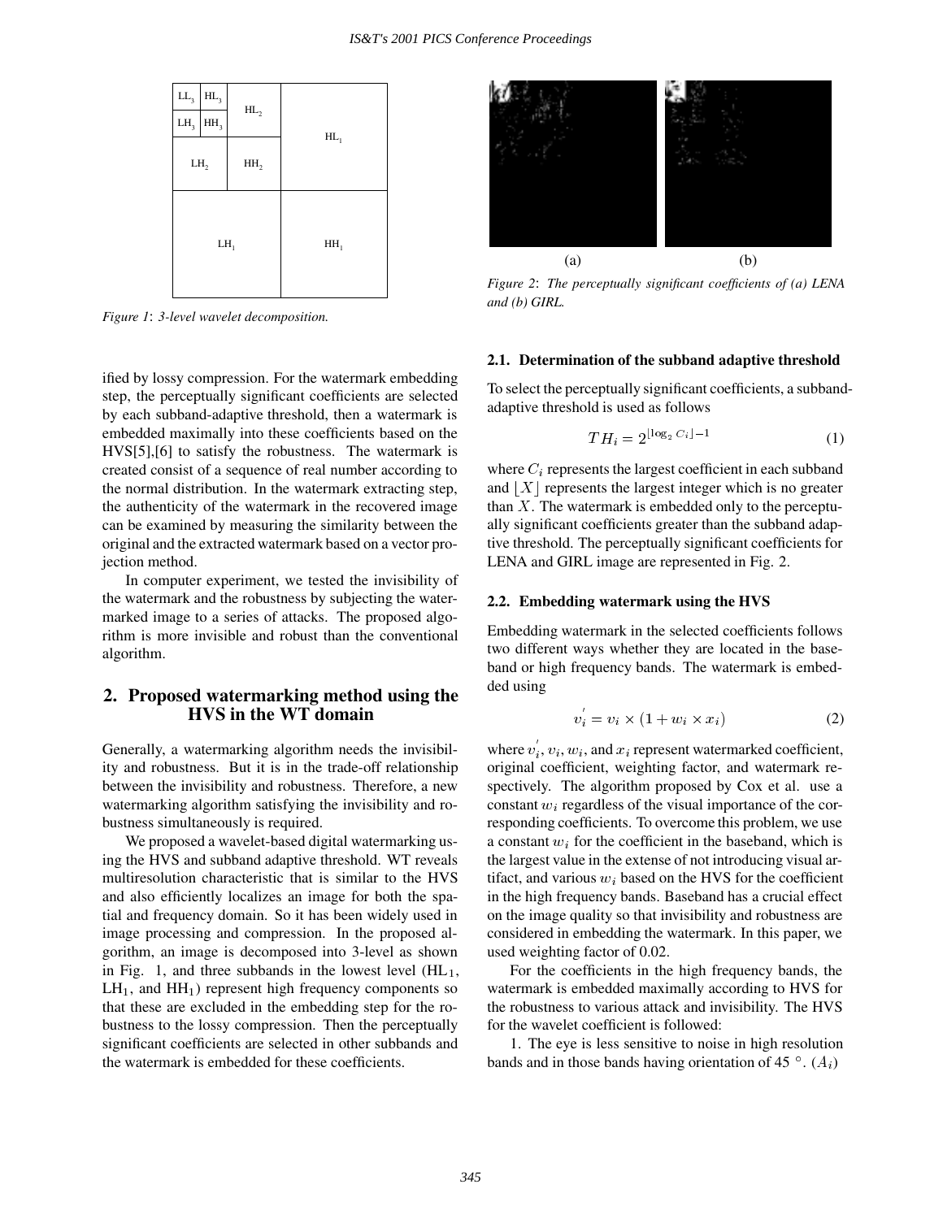Figure 1: 3-level wavelet decomposition.

ified by lossy compression. For the watermark embedding step, the perceptually significant coefficients are selected by each subband-adaptive threshold, then a watermark is embedded maximally into these coefficients based on the HVS[5],[6] to satisfy the robustness. The watermark is created consist of a sequence of real number according to the normal distribution. In the watermark extracting step, the authenticity of the watermark in the recovered image can be examined by measuring the similarity between the original and the extracted watermark based on a vector projection method.

In computer experiment, we tested the invisibility of the watermark and the robustness by subjecting the watermarked image to a series of attacks. The proposed algorithm is more invisible and robust than the conventional algorithm.

## 2. Proposed watermarking method using the HVS in the WT domain

Generally, a watermarking algorithm needs the invisibility and robustness. But it is in the trade-off relationship between the invisibility and robustness. Therefore, a new watermarking algorithm satisfying the invisibility and robustness simultaneously is required.

We proposed a wavelet-based digital watermarking using the HVS and subband adaptive threshold. WT reveals multiresolution characteristic that is similar to the HVS and also efficiently localizes an image for both the spatial and frequency domain. So it has been widely used in image processing and compression. In the proposed algorithm, an image is decomposed into 3-level as shown in Fig. 1, and three subbands in the lowest level ($HL_1$, $LH_1$, and $HH_1$) represent high frequency components so that these are excluded in the embedding step for the robustness to the lossy compression. Then the perceptually significant coefficients are selected in other subbands and the watermark is embedded for these coefficients.

Figure 2: The perceptually significant coefficients of (a) LENA and (b) GIRL.

### 2.1. Determination of the subband adaptive threshold

To select the perceptually significant coefficients, a subband-adaptive threshold is used as follows

$$TH_i = 2^{\lfloor \log_2 C_i \rfloor - 1} \tag{1}$$

where $C_i$ represents the largest coefficient in each subband and $\lfloor X \rfloor$ represents the largest integer which is no greater than $X$. The watermark is embedded only to the perceptually significant coefficients greater than the subband adaptive threshold. The perceptually significant coefficients for LENA and GIRL image are represented in Fig. 2.

### 2.2. Embedding watermark using the HVS

Embedding watermark in the selected coefficients follows two different ways whether they are located in the baseband or high frequency bands. The watermark is embedded using

$$v_i^{'} = v_i \times (1 + w_i \times x_i) \tag{2}$$

where $v_i^{'}$, $v_i$, $w_i$, and $x_i$ represent watermarked coefficient, original coefficient, weighting factor, and watermark respectively. The algorithm proposed by Cox et al. use a constant $w_i$ regardless of the visual importance of the corresponding coefficients. To overcome this problem, we use a constant $w_i$ for the coefficient in the baseband, which is the largest value in the extense of not introducing visual artifact, and various $w_i$ based on the HVS for the coefficient in the high frequency bands. Baseband has a crucial effect on the image quality so that invisibility and robustness are considered in embedding the watermark. In this paper, we used weighting factor of 0.02.

For the coefficients in the high frequency bands, the watermark is embedded maximally according to HVS for the robustness to various attack and invisibility. The HVS for the wavelet coefficient is followed:

1. The eye is less sensitive to noise in high resolution bands and in those bands having orientation of 45 °. ($A_i$)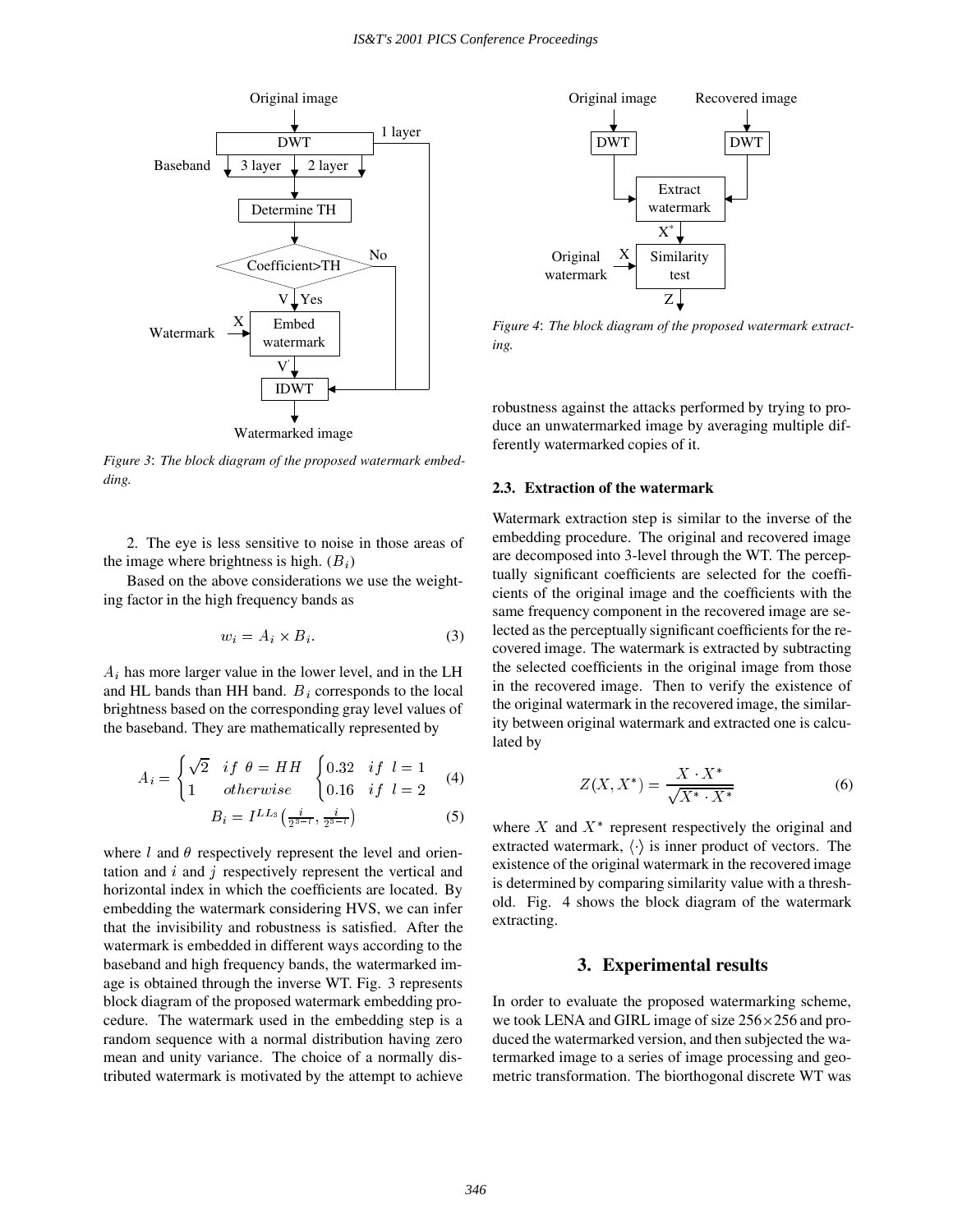Figure 3: The block diagram of the proposed watermark embedding.

2. The eye is less sensitive to noise in those areas of the image where brightness is high. ($B_i$)

Based on the above considerations we use the weighting factor in the high frequency bands as

$$w_i = A_i \times B_i. \tag{3}$$

$A_i$ has more larger value in the lower level, and in the LH and HL bands than HH band. $B_i$ corresponds to the local brightness based on the corresponding gray level values of the baseband. They are mathematically represented by

$$A_i = \begin{cases} \sqrt{2} & if\ \theta = HH \\ 1 & otherwise \end{cases} \begin{cases} 0.32 & if\ l = 1 \\ 0.16 & if\ l = 2 \end{cases} \tag{4}$$

$$B_i = I^{LL_3}\left(\frac{i}{2^{3-l}}, \frac{i}{2^{3-l}}\right) \tag{5}$$

where $l$ and $\theta$ respectively represent the level and orientation and $i$ and $j$ respectively represent the vertical and horizontal index in which the coefficients are located. By embedding the watermark considering HVS, we can infer that the invisibility and robustness is satisfied. After the watermark is embedded in different ways according to the baseband and high frequency bands, the watermarked image is obtained through the inverse WT. Fig. 3 represents block diagram of the proposed watermark embedding procedure. The watermark used in the embedding step is a random sequence with a normal distribution having zero mean and unity variance. The choice of a normally distributed watermark is motivated by the attempt to achieve robustness against the attacks performed by trying to produce an unwatermarked image by averaging multiple differently watermarked copies of it.

Figure 4: The block diagram of the proposed watermark extracting.

### 2.3. Extraction of the watermark

Watermark extraction step is similar to the inverse of the embedding procedure. The original and recovered image are decomposed into 3-level through the WT. The perceptually significant coefficients are selected for the coefficients of the original image and the coefficients with the same frequency component in the recovered image are selected as the perceptually significant coefficients for the recovered image. The watermark is extracted by subtracting the selected coefficients in the original image from those in the recovered image. Then to verify the existence of the original watermark in the recovered image, the similarity between original watermark and extracted one is calculated by

$$Z(X, X^*) = \frac{X \cdot X^*}{\sqrt{X^* \cdot X^*}} \tag{6}$$

where $X$ and $X^*$ represent respectively the original and extracted watermark, $\langle \cdot \rangle$ is inner product of vectors. The existence of the original watermark in the recovered image is determined by comparing similarity value with a threshold. Fig. 4 shows the block diagram of the watermark extracting.

## 3. Experimental results

In order to evaluate the proposed watermarking scheme, we took LENA and GIRL image of size 256×256 and produced the watermarked version, and then subjected the watermarked image to a series of image processing and geometric transformation. The biorthogonal discrete WT was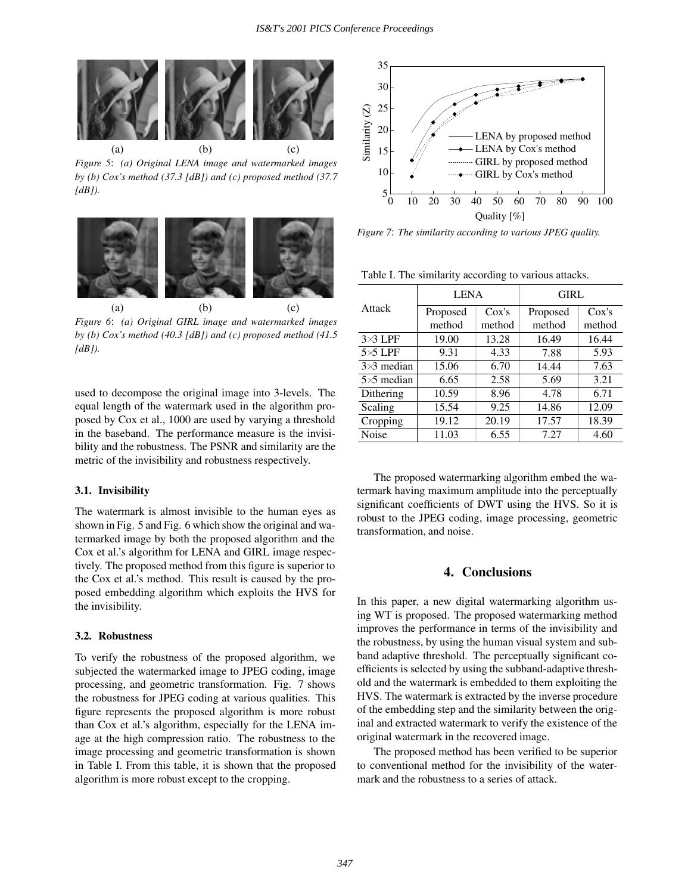*Figure 5*: *(a) Original LENA image and watermarked images by (b) Cox's method (37.3 [dB]) and (c) proposed method (37.7 [dB]).*

*Figure 6*: *(a) Original GIRL image and watermarked images by (b) Cox's method (40.3 [dB]) and (c) proposed method (41.5 [dB]).*

used to decompose the original image into 3-levels. The equal length of the watermark used in the algorithm proposed by Cox et al., 1000 are used by varying a threshold in the baseband. The performance measure is the invisibility and the robustness. The PSNR and similarity are the metric of the invisibility and robustness respectively.

### 3.1. Invisibility

The watermark is almost invisible to the human eyes as shown in Fig. 5 and Fig. 6 which show the original and watermarked image by both the proposed algorithm and the Cox et al.'s algorithm for LENA and GIRL image respectively. The proposed method from this figure is superior to the Cox et al.'s method. This result is caused by the proposed embedding algorithm which exploits the HVS for the invisibility.

### 3.2. Robustness

To verify the robustness of the proposed algorithm, we subjected the watermarked image to JPEG coding, image processing, and geometric transformation. Fig. 7 shows the robustness for JPEG coding at various qualities. This figure represents the proposed algorithm is more robust than Cox et al.'s algorithm, especially for the LENA image at the high compression ratio. The robustness to the image processing and geometric transformation is shown in Table I. From this table, it is shown that the proposed algorithm is more robust except to the cropping.

*Figure 7*: *The similarity according to various JPEG quality.*

Table I. The similarity according to various attacks.

| Attack | LENA | | GIRL | |
|---|---|---|---|---|
| | Proposed method | Cox's method | Proposed method | Cox's method |
| 3×3 LPF | 19.00 | 13.28 | 16.49 | 16.44 |
| 5×5 LPF | 9.31 | 4.33 | 7.88 | 5.93 |
| 3×3 median | 15.06 | 6.70 | 14.44 | 7.63 |
| 5×5 median | 6.65 | 2.58 | 5.69 | 3.21 |
| Dithering | 10.59 | 8.96 | 4.78 | 6.71 |
| Scaling | 15.54 | 9.25 | 14.86 | 12.09 |
| Cropping | 19.12 | 20.19 | 17.57 | 18.39 |
| Noise | 11.03 | 6.55 | 7.27 | 4.60 |

The proposed watermarking algorithm embed the watermark having maximum amplitude into the perceptually significant coefficients of DWT using the HVS. So it is robust to the JPEG coding, image processing, geometric transformation, and noise.

## 4. Conclusions

In this paper, a new digital watermarking algorithm using WT is proposed. The proposed watermarking method improves the performance in terms of the invisibility and the robustness, by using the human visual system and subband adaptive threshold. The perceptually significant coefficients is selected by using the subband-adaptive threshold and the watermark is embedded to them exploiting the HVS. The watermark is extracted by the inverse procedure of the embedding step and the similarity between the original and extracted watermark to verify the existence of the original watermark in the recovered image.

The proposed method has been verified to be superior to conventional method for the invisibility of the watermark and the robustness to a series of attack.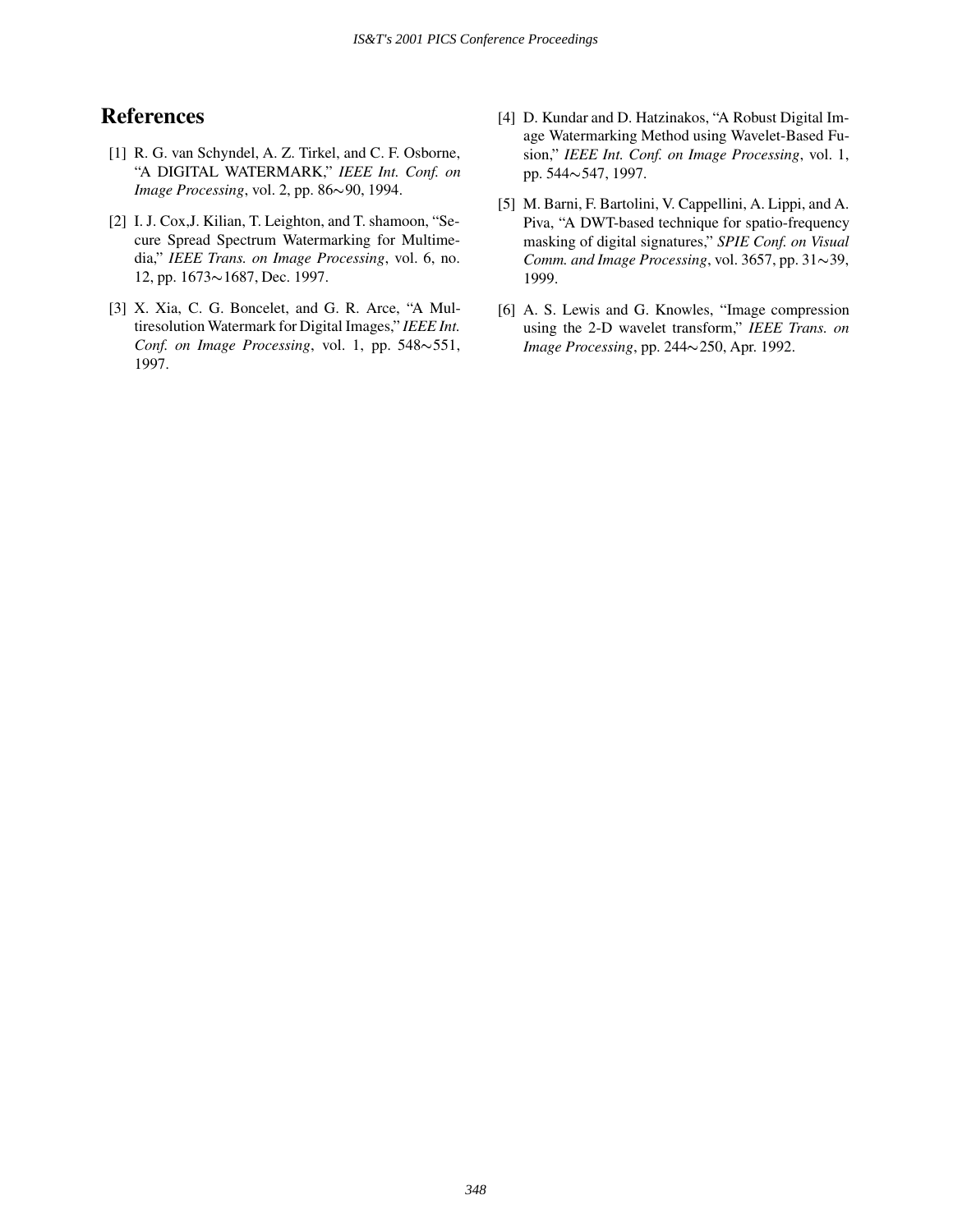## References

[1] R. G. van Schyndel, A. Z. Tirkel, and C. F. Osborne, "A DIGITAL WATERMARK," *IEEE Int. Conf. on Image Processing*, vol. 2, pp. 86∼90, 1994.

[2] I. J. Cox,J. Kilian, T. Leighton, and T. shamoon, "Secure Spread Spectrum Watermarking for Multimedia," *IEEE Trans. on Image Processing*, vol. 6, no. 12, pp. 1673∼1687, Dec. 1997.

[3] X. Xia, C. G. Boncelet, and G. R. Arce, "A Multiresolution Watermark for Digital Images," *IEEE Int. Conf. on Image Processing*, vol. 1, pp. 548∼551, 1997.

[4] D. Kundar and D. Hatzinakos, "A Robust Digital Image Watermarking Method using Wavelet-Based Fusion," *IEEE Int. Conf. on Image Processing*, vol. 1, pp. 544∼547, 1997.

[5] M. Barni, F. Bartolini, V. Cappellini, A. Lippi, and A. Piva, "A DWT-based technique for spatio-frequency masking of digital signatures," *SPIE Conf. on Visual Comm. and Image Processing*, vol. 3657, pp. 31∼39, 1999.

[6] A. S. Lewis and G. Knowles, "Image compression using the 2-D wavelet transform," *IEEE Trans. on Image Processing*, pp. 244∼250, Apr. 1992.